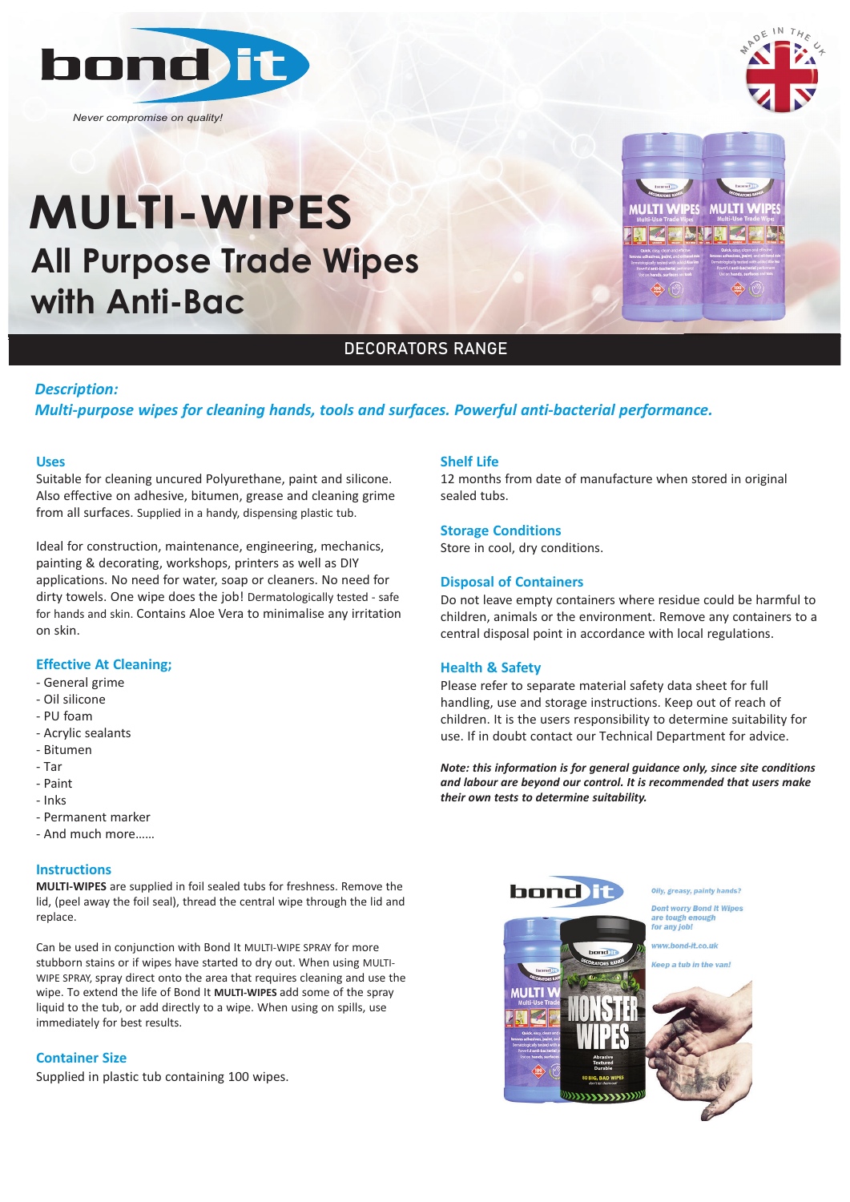bond it

*Never compromise on quality!*

# MULTI-WIPES

## All Purpose Trade Wipes with Anti-Bac

DECORATORS RANGE

***Description:***

***Multi-purpose wipes for cleaning hands, tools and surfaces. Powerful anti-bacterial performance.***

### Uses

Suitable for cleaning uncured Polyurethane, paint and silicone. Also effective on adhesive, bitumen, grease and cleaning grime from all surfaces. Supplied in a handy, dispensing plastic tub.

Ideal for construction, maintenance, engineering, mechanics, painting & decorating, workshops, printers as well as DIY applications. No need for water, soap or cleaners. No need for dirty towels. One wipe does the job! Dermatologically tested - safe for hands and skin. Contains Aloe Vera to minimalise any irritation on skin.

### Effective At Cleaning;

- General grime
- Oil silicone
- PU foam
- Acrylic sealants
- Bitumen
- Tar
- Paint
- Inks
- Permanent marker
- And much more……

### Instructions

**MULTI-WIPES** are supplied in foil sealed tubs for freshness. Remove the lid, (peel away the foil seal), thread the central wipe through the lid and replace.

Can be used in conjunction with Bond It MULTI-WIPE SPRAY for more stubborn stains or if wipes have started to dry out. When using MULTI-WIPE SPRAY, spray direct onto the area that requires cleaning and use the wipe. To extend the life of Bond It **MULTI-WIPES** add some of the spray liquid to the tub, or add directly to a wipe. When using on spills, use immediately for best results.

### Container Size

Supplied in plastic tub containing 100 wipes.

### Shelf Life

12 months from date of manufacture when stored in original sealed tubs.

### Storage Conditions

Store in cool, dry conditions.

### Disposal of Containers

Do not leave empty containers where residue could be harmful to children, animals or the environment. Remove any containers to a central disposal point in accordance with local regulations.

### Health & Safety

Please refer to separate material safety data sheet for full handling, use and storage instructions. Keep out of reach of children. It is the users responsibility to determine suitability for use. If in doubt contact our Technical Department for advice.

***Note: this information is for general guidance only, since site conditions and labour are beyond our control. It is recommended that users make their own tests to determine suitability.***

*Oily, greasy, painty hands?*

***Dont worry Bond It Wipes are tough enough for any job!***

***www.bond-it.co.uk***

***Keep a tub in the van!***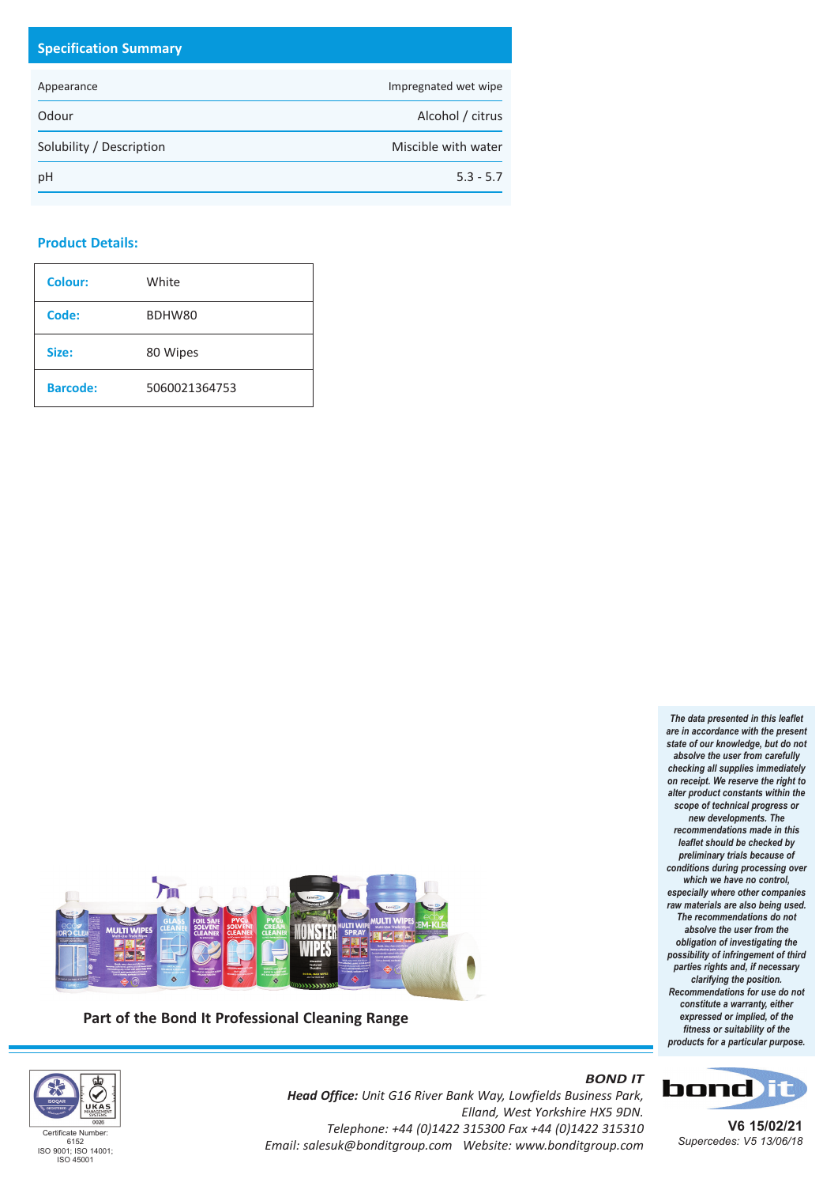## Specification Summary

| | |
|---|---|
| Appearance | Impregnated wet wipe |
| Odour | Alcohol / citrus |
| Solubility / Description | Miscible with water |
| pH | 5.3 - 5.7 |

### Product Details:

| | |
|---|---|
| **Colour:** | White |
| **Code:** | BDHW80 |
| **Size:** | 80 Wipes |
| **Barcode:** | 5060021364753 |

**Part of the Bond It Professional Cleaning Range**

*The data presented in this leaflet are in accordance with the present state of our knowledge, but do not absolve the user from carefully checking all supplies immediately on receipt. We reserve the right to alter product constants within the scope of technical progress or new developments. The recommendations made in this leaflet should be checked by preliminary trials because of conditions during processing over which we have no control, especially where other companies raw materials are also being used. The recommendations do not absolve the user from the obligation of investigating the possibility of infringement of third parties rights and, if necessary clarifying the position. Recommendations for use do not constitute a warranty, either expressed or implied, of the fitness or suitability of the products for a particular purpose.*

Certificate Number: 6152
ISO 9001; ISO 14001; ISO 45001

***BOND IT***
***Head Office:*** *Unit G16 River Bank Way, Lowfields Business Park, Elland, West Yorkshire HX5 9DN.*
*Telephone: +44 (0)1422 315300 Fax +44 (0)1422 315310*
*Email: salesuk@bonditgroup.com Website: www.bonditgroup.com*

**V6 15/02/21**
*Supercedes: V5 13/06/18*